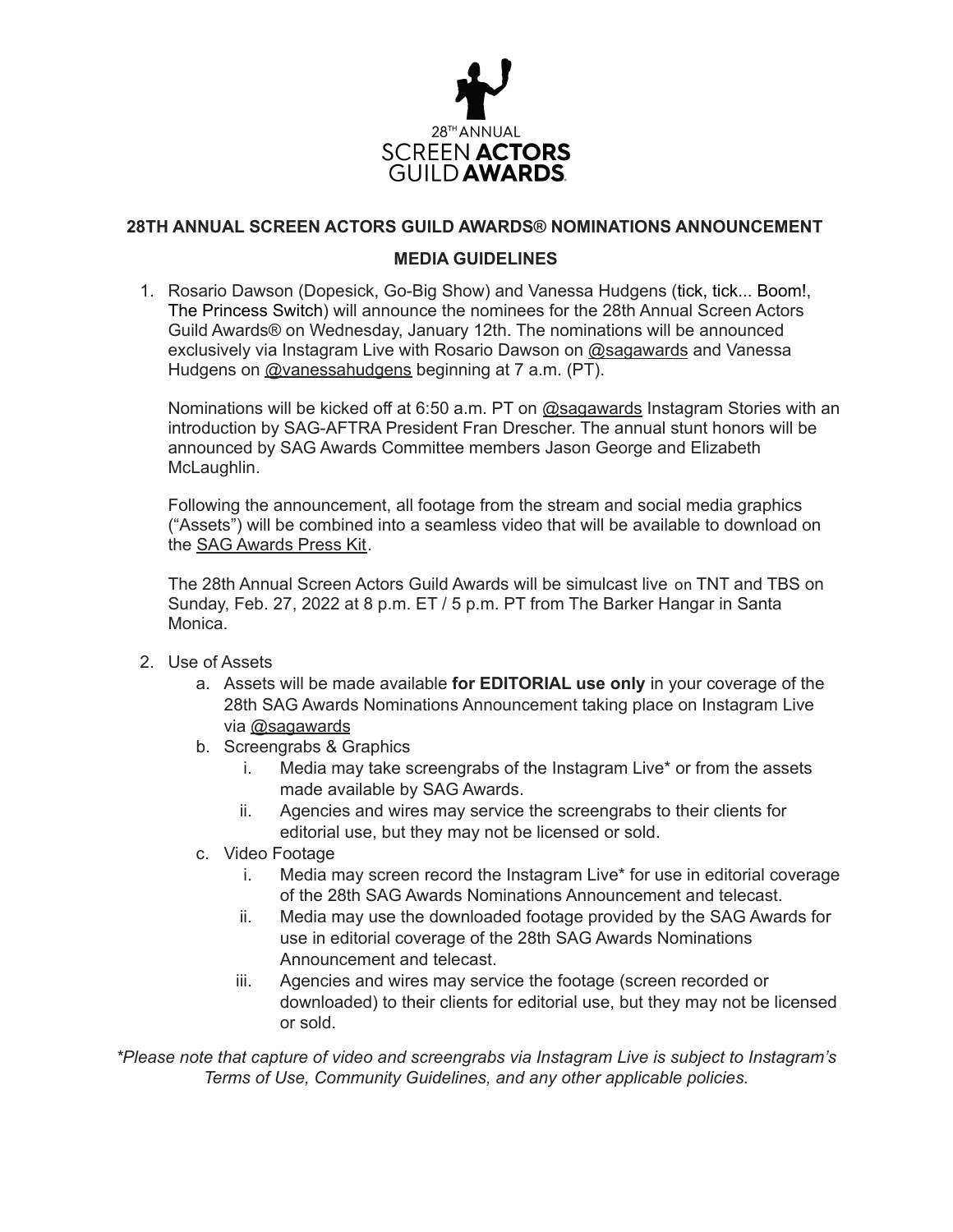28TH ANNUAL
SCREEN ACTORS
GUILD AWARDS

## 28TH ANNUAL SCREEN ACTORS GUILD AWARDS® NOMINATIONS ANNOUNCEMENT

## MEDIA GUIDELINES

1. Rosario Dawson (Dopesick, Go-Big Show) and Vanessa Hudgens (tick, tick... Boom!, The Princess Switch) will announce the nominees for the 28th Annual Screen Actors Guild Awards® on Wednesday, January 12th. The nominations will be announced exclusively via Instagram Live with Rosario Dawson on @sagawards and Vanessa Hudgens on @vanessahudgens beginning at 7 a.m. (PT).

   Nominations will be kicked off at 6:50 a.m. PT on @sagawards Instagram Stories with an introduction by SAG-AFTRA President Fran Drescher. The annual stunt honors will be announced by SAG Awards Committee members Jason George and Elizabeth McLaughlin.

   Following the announcement, all footage from the stream and social media graphics ("Assets") will be combined into a seamless video that will be available to download on the SAG Awards Press Kit.

   The 28th Annual Screen Actors Guild Awards will be simulcast live on TNT and TBS on Sunday, Feb. 27, 2022 at 8 p.m. ET / 5 p.m. PT from The Barker Hangar in Santa Monica.

2. Use of Assets
   a. Assets will be made available **for EDITORIAL use only** in your coverage of the 28th SAG Awards Nominations Announcement taking place on Instagram Live via @sagawards
   b. Screengrabs & Graphics
      i. Media may take screengrabs of the Instagram Live* or from the assets made available by SAG Awards.
      ii. Agencies and wires may service the screengrabs to their clients for editorial use, but they may not be licensed or sold.
   c. Video Footage
      i. Media may screen record the Instagram Live* for use in editorial coverage of the 28th SAG Awards Nominations Announcement and telecast.
      ii. Media may use the downloaded footage provided by the SAG Awards for use in editorial coverage of the 28th SAG Awards Nominations Announcement and telecast.
      iii. Agencies and wires may service the footage (screen recorded or downloaded) to their clients for editorial use, but they may not be licensed or sold.

*\*Please note that capture of video and screengrabs via Instagram Live is subject to Instagram's Terms of Use, Community Guidelines, and any other applicable policies.*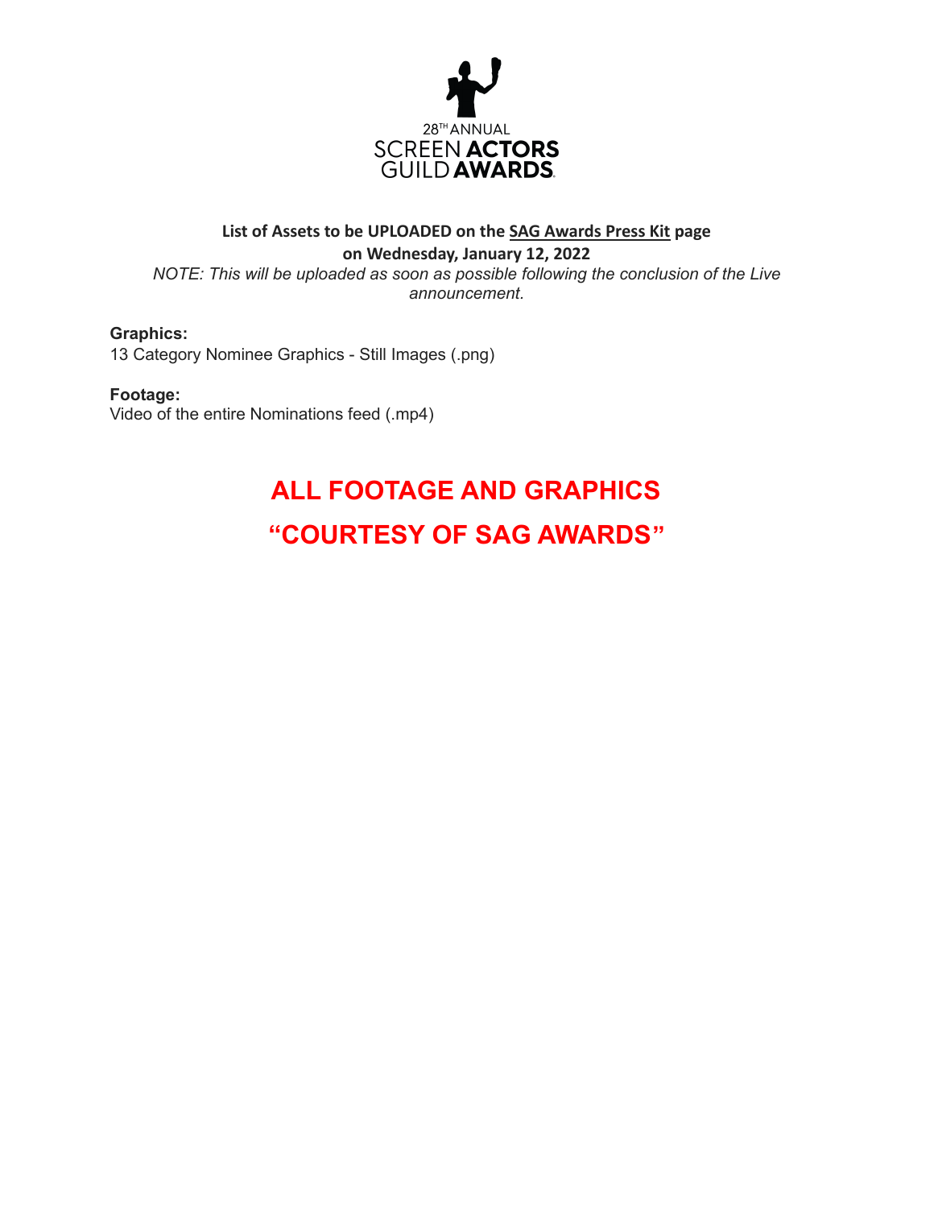28TH ANNUAL
SCREEN **ACTORS**
GUILD **AWARDS**

**List of Assets to be UPLOADED on the SAG Awards Press Kit page**
**on Wednesday, January 12, 2022**

*NOTE: This will be uploaded as soon as possible following the conclusion of the Live announcement.*

**Graphics:**
13 Category Nominee Graphics - Still Images (.png)

**Footage:**
Video of the entire Nominations feed (.mp4)

## ALL FOOTAGE AND GRAPHICS
## "COURTESY OF SAG AWARDS"